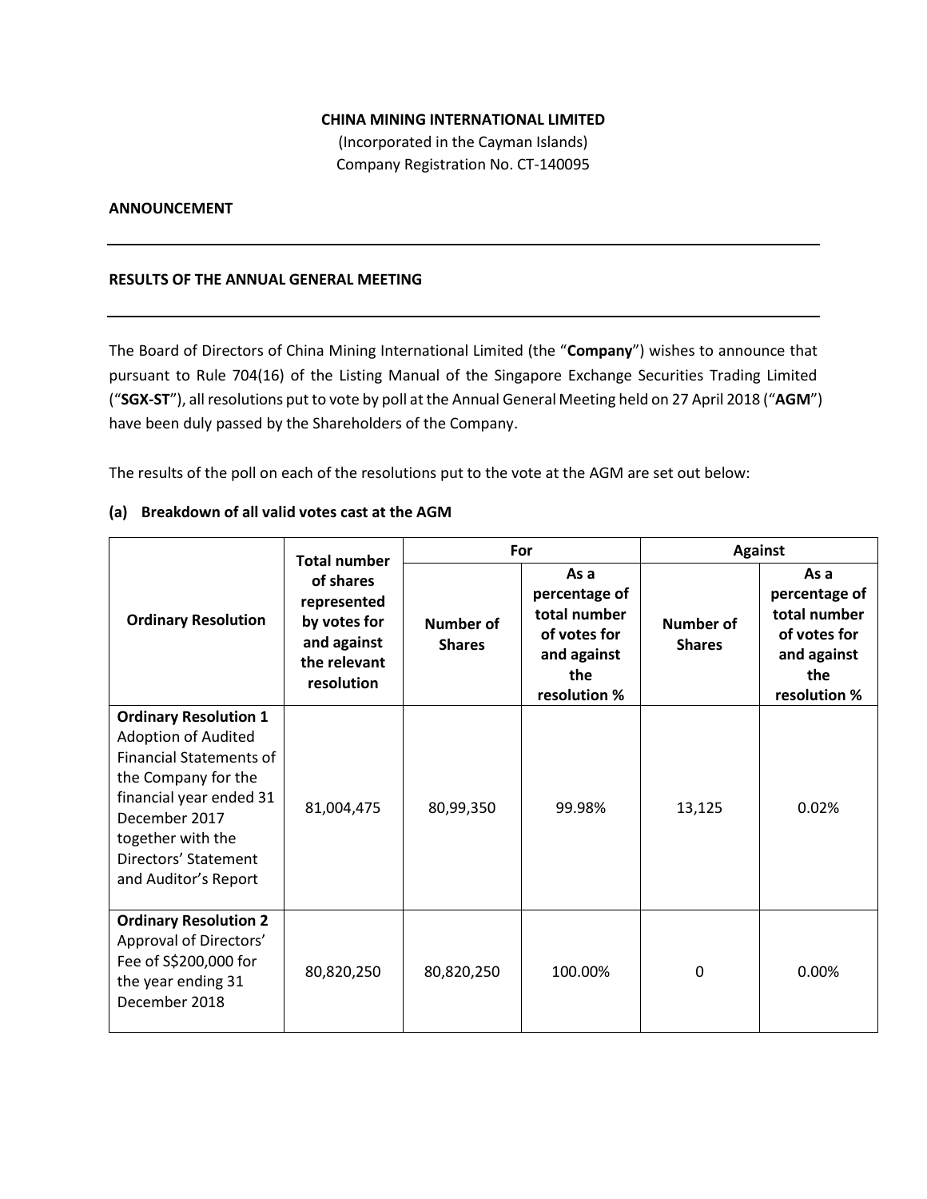**CHINA MINING INTERNATIONAL LIMITED**
(Incorporated in the Cayman Islands)
Company Registration No. CT-140095

**ANNOUNCEMENT**

---

**RESULTS OF THE ANNUAL GENERAL MEETING**

---

The Board of Directors of China Mining International Limited (the "**Company**") wishes to announce that pursuant to Rule 704(16) of the Listing Manual of the Singapore Exchange Securities Trading Limited ("**SGX-ST**"), all resolutions put to vote by poll at the Annual General Meeting held on 27 April 2018 ("**AGM**") have been duly passed by the Shareholders of the Company.

The results of the poll on each of the resolutions put to the vote at the AGM are set out below:

**(a) Breakdown of all valid votes cast at the AGM**

| Ordinary Resolution | Total number of shares represented by votes for and against the relevant resolution | For | | Against | |
|---|---|---|---|---|---|
| | | Number of Shares | As a percentage of total number of votes for and against the resolution % | Number of Shares | As a percentage of total number of votes for and against the resolution % |
| **Ordinary Resolution 1** Adoption of Audited Financial Statements of the Company for the financial year ended 31 December 2017 together with the Directors' Statement and Auditor's Report | 81,004,475 | 80,99,350 | 99.98% | 13,125 | 0.02% |
| **Ordinary Resolution 2** Approval of Directors' Fee of S$200,000 for the year ending 31 December 2018 | 80,820,250 | 80,820,250 | 100.00% | 0 | 0.00% |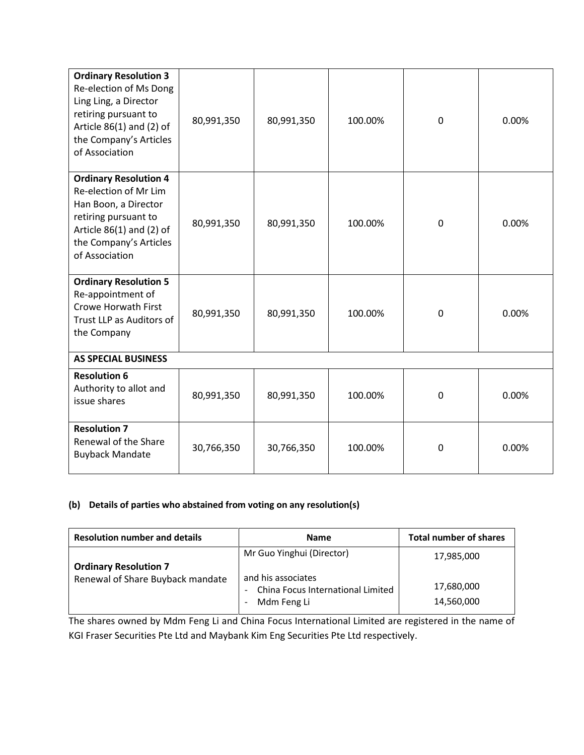| **Ordinary Resolution 3** Re-election of Ms Dong Ling Ling, a Director retiring pursuant to Article 86(1) and (2) of the Company's Articles of Association | 80,991,350 | 80,991,350 | 100.00% | 0 | 0.00% |
|---|---|---|---|---|---|
| **Ordinary Resolution 4** Re-election of Mr Lim Han Boon, a Director retiring pursuant to Article 86(1) and (2) of the Company's Articles of Association | 80,991,350 | 80,991,350 | 100.00% | 0 | 0.00% |
| **Ordinary Resolution 5** Re-appointment of Crowe Horwath First Trust LLP as Auditors of the Company | 80,991,350 | 80,991,350 | 100.00% | 0 | 0.00% |
| **AS SPECIAL BUSINESS** | | | | | |
| **Resolution 6** Authority to allot and issue shares | 80,991,350 | 80,991,350 | 100.00% | 0 | 0.00% |
| **Resolution 7** Renewal of the Share Buyback Mandate | 30,766,350 | 30,766,350 | 100.00% | 0 | 0.00% |

**(b) Details of parties who abstained from voting on any resolution(s)**

| Resolution number and details | Name | Total number of shares |
|---|---|---|
| **Ordinary Resolution 7** Renewal of Share Buyback mandate | Mr Guo Yinghui (Director) | 17,985,000 |
| | and his associates | |
| | - China Focus International Limited | 17,680,000 |
| | - Mdm Feng Li | 14,560,000 |

The shares owned by Mdm Feng Li and China Focus International Limited are registered in the name of KGI Fraser Securities Pte Ltd and Maybank Kim Eng Securities Pte Ltd respectively.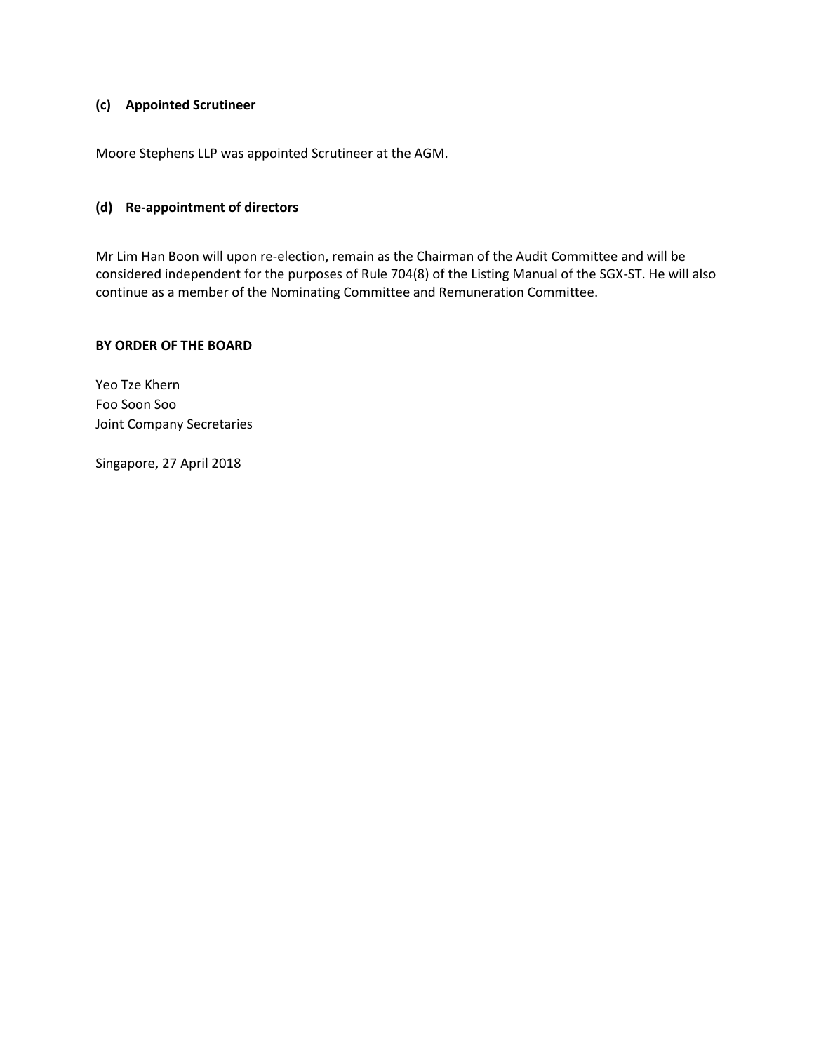### (c) Appointed Scrutineer

Moore Stephens LLP was appointed Scrutineer at the AGM.

### (d) Re-appointment of directors

Mr Lim Han Boon will upon re-election, remain as the Chairman of the Audit Committee and will be considered independent for the purposes of Rule 704(8) of the Listing Manual of the SGX-ST. He will also continue as a member of the Nominating Committee and Remuneration Committee.

**BY ORDER OF THE BOARD**

Yeo Tze Khern
Foo Soon Soo
Joint Company Secretaries

Singapore, 27 April 2018